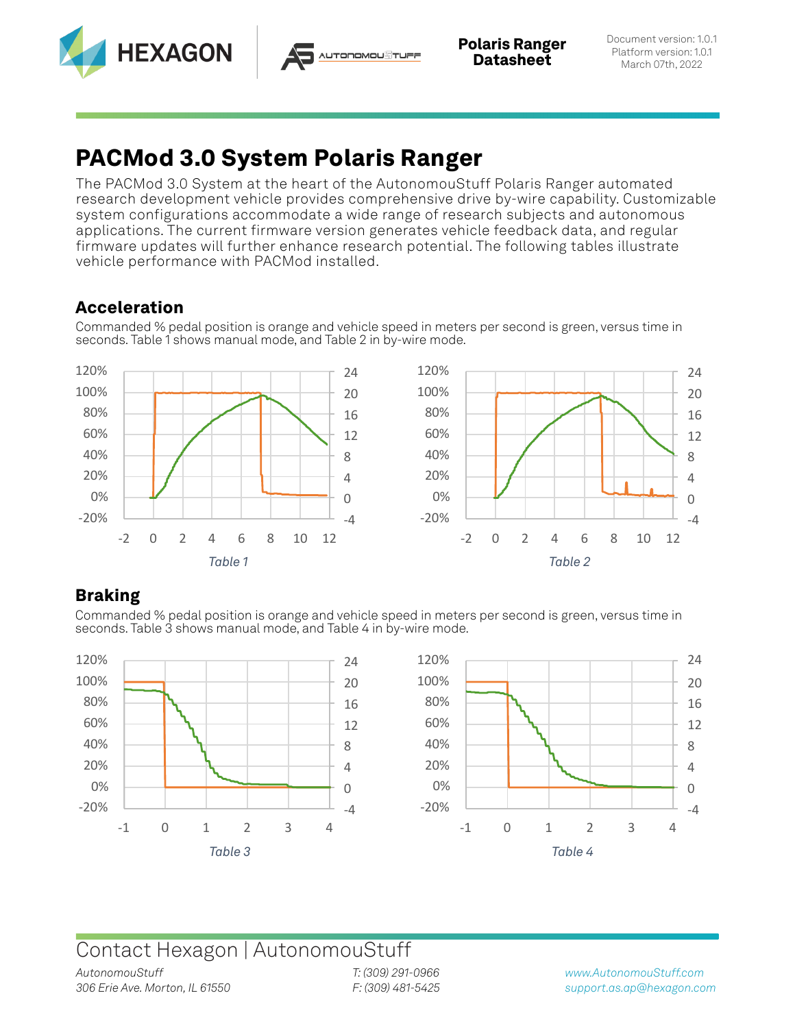# PACMod 3.0 System Polaris Ranger

The PACMod 3.0 System at the heart of the AutonomouStuff Polaris Ranger automated research development vehicle provides comprehensive drive by-wire capability. Customizable system configurations accommodate a wide range of research subjects and autonomous applications. The current firmware version generates vehicle feedback data, and regular firmware updates will further enhance research potential. The following tables illustrate vehicle performance with PACMod installed.

## Acceleration

Commanded % pedal position is orange and vehicle speed in meters per second is green, versus time in seconds. Table 1 shows manual mode, and Table 2 in by-wire mode.

*Table 1*

*Table 2*

## Braking

Commanded % pedal position is orange and vehicle speed in meters per second is green, versus time in seconds. Table 3 shows manual mode, and Table 4 in by-wire mode.

*Table 3*

*Table 4*

## Contact Hexagon | AutonomouStuff

*AutonomouStuff*
*306 Erie Ave. Morton, IL 61550*

*T: (309) 291-0966*
*F: (309) 481-5425*

www.AutonomouStuff.com
support.as.ap@hexagon.com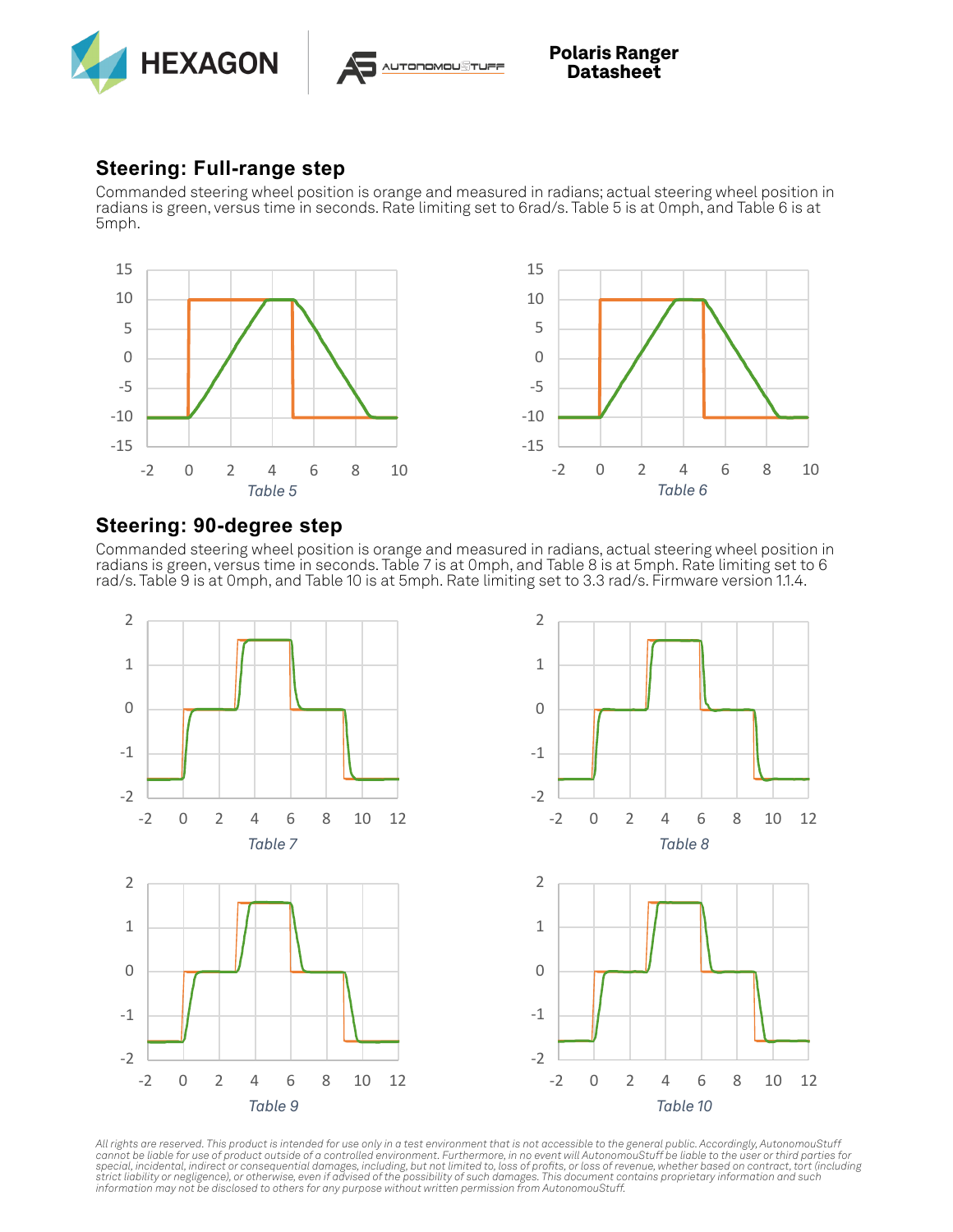## Steering: Full-range step

Commanded steering wheel position is orange and measured in radians; actual steering wheel position in radians is green, versus time in seconds. Rate limiting set to 6rad/s. Table 5 is at 0mph, and Table 6 is at 5mph.

*Table 5*

*Table 6*

## Steering: 90-degree step

Commanded steering wheel position is orange and measured in radians, actual steering wheel position in radians is green, versus time in seconds. Table 7 is at 0mph, and Table 8 is at 5mph. Rate limiting set to 6 rad/s. Table 9 is at 0mph, and Table 10 is at 5mph. Rate limiting set to 3.3 rad/s. Firmware version 1.1.4.

*Table 7*

*Table 8*

*Table 9*

*Table 10*

*All rights are reserved. This product is intended for use only in a test environment that is not accessible to the general public. Accordingly, AutonomouStuff cannot be liable for use of product outside of a controlled environment. Furthermore, in no event will AutonomouStuff be liable to the user or third parties for special, incidental, indirect or consequential damages, including, but not limited to, loss of profits, or loss of revenue, whether based on contract, tort (including strict liability or negligence), or otherwise, even if advised of the possibility of such damages. This document contains proprietary information and such information may not be disclosed to others for any purpose without written permission from AutonomouStuff.*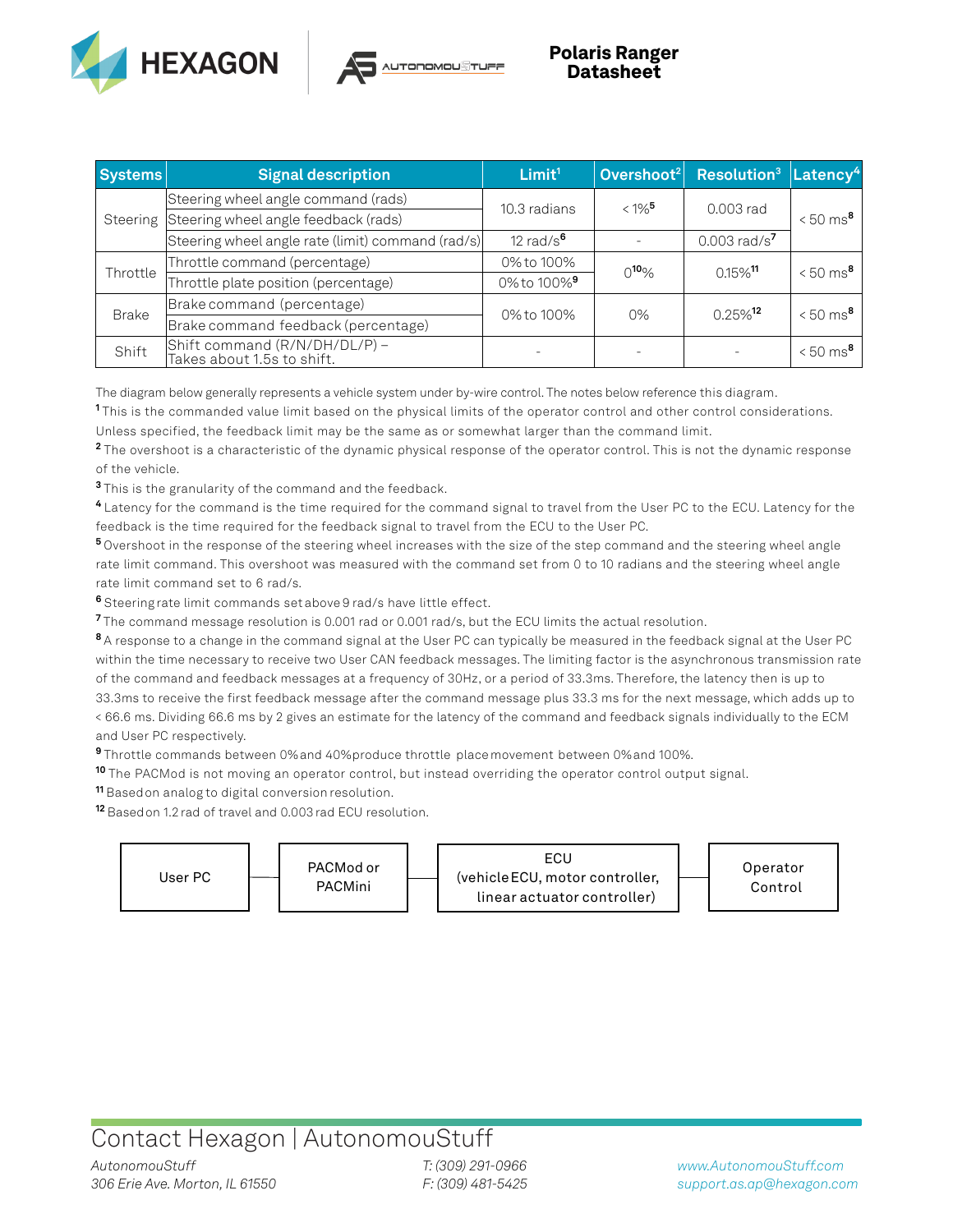**Polaris Ranger Datasheet**

| Systems | Signal description | Limit[1] | Overshoot[2] | Resolution[3] | Latency[4] |
|---|---|---|---|---|---|
| Steering | Steering wheel angle command (rads) | 10.3 radians | < 1%[5] | 0.003 rad | < 50 ms[8] |
| | Steering wheel angle feedback (rads) | | | | |
| | Steering wheel angle rate (limit) command (rad/s) | 12 rad/s[6] | - | 0.003 rad/s[7] | |
| Throttle | Throttle command (percentage) | 0% to 100% | 0[10]% | 0.15%[11] | < 50 ms[8] |
| | Throttle plate position (percentage) | 0% to 100%[9] | | | |
| Brake | Brake command (percentage) | 0% to 100% | 0% | 0.25%[12] | < 50 ms[8] |
| | Brake command feedback (percentage) | | | | |
| Shift | Shift command (R/N/DH/DL/P) – Takes about 1.5s to shift. | - | - | - | < 50 ms[8] |

The diagram below generally represents a vehicle system under by-wire control. The notes below reference this diagram.

[1] This is the commanded value limit based on the physical limits of the operator control and other control considerations. Unless specified, the feedback limit may be the same as or somewhat larger than the command limit.

[2] The overshoot is a characteristic of the dynamic physical response of the operator control. This is not the dynamic response of the vehicle.

[3] This is the granularity of the command and the feedback.

[4] Latency for the command is the time required for the command signal to travel from the User PC to the ECU. Latency for the feedback is the time required for the feedback signal to travel from the ECU to the User PC.

[5] Overshoot in the response of the steering wheel increases with the size of the step command and the steering wheel angle rate limit command. This overshoot was measured with the command set from 0 to 10 radians and the steering wheel angle rate limit command set to 6 rad/s.

[6] Steering rate limit commands set above 9 rad/s have little effect.

[7] The command message resolution is 0.001 rad or 0.001 rad/s, but the ECU limits the actual resolution.

[8] A response to a change in the command signal at the User PC can typically be measured in the feedback signal at the User PC within the time necessary to receive two User CAN feedback messages. The limiting factor is the asynchronous transmission rate of the command and feedback messages at a frequency of 30Hz, or a period of 33.3ms. Therefore, the latency then is up to 33.3ms to receive the first feedback message after the command message plus 33.3 ms for the next message, which adds up to < 66.6 ms. Dividing 66.6 ms by 2 gives an estimate for the latency of the command and feedback signals individually to the ECM and User PC respectively.

[9] Throttle commands between 0% and 40% produce throttle place movement between 0% and 100%.

[10] The PACMod is not moving an operator control, but instead overriding the operator control output signal.

[11] Based on analog to digital conversion resolution.

[12] Based on 1.2 rad of travel and 0.003 rad ECU resolution.

User PC — PACMod or PACMini — ECU (vehicle ECU, motor controller, linear actuator controller) — Operator Control

## Contact Hexagon | AutonomouStuff

*AutonomouStuff*
*306 Erie Ave. Morton, IL 61550*

*T: (309) 291-0966*
*F: (309) 481-5425*

*www.AutonomouStuff.com*
*support.as.ap@hexagon.com*